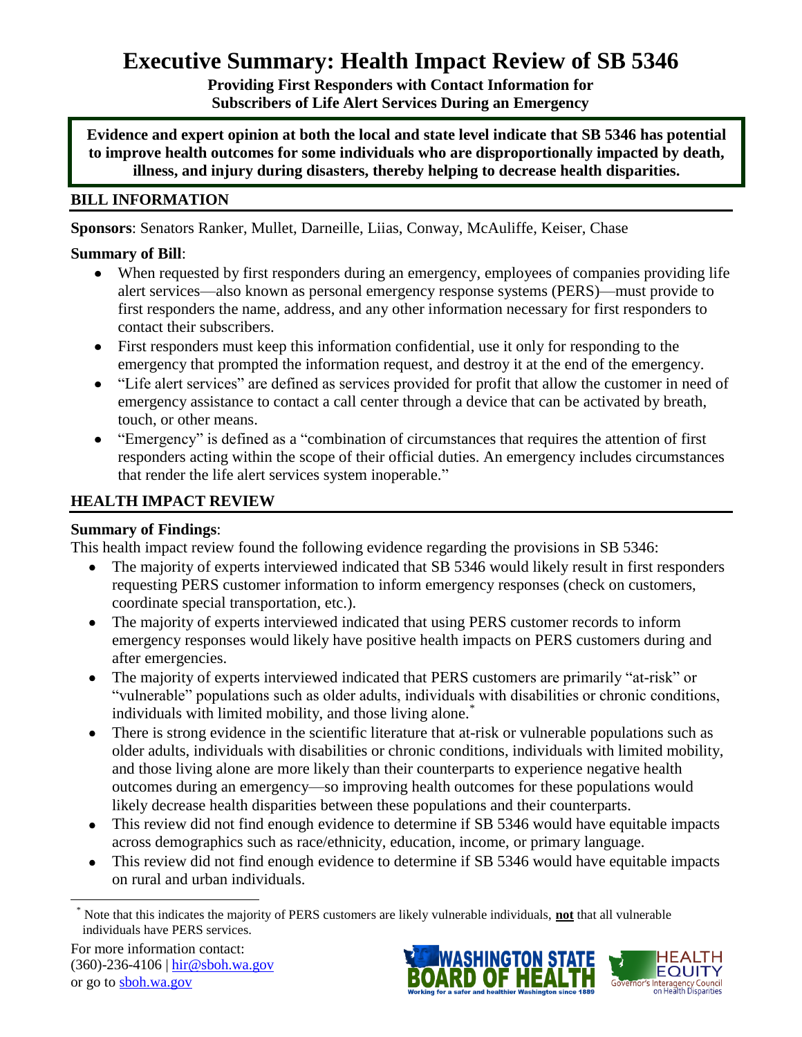# Executive Summary: Health Impact Review of SB 5346

**Providing First Responders with Contact Information for Subscribers of Life Alert Services During an Emergency**

**Evidence and expert opinion at both the local and state level indicate that SB 5346 has potential to improve health outcomes for some individuals who are disproportionally impacted by death, illness, and injury during disasters, thereby helping to decrease health disparities.**

## BILL INFORMATION

**Sponsors**: Senators Ranker, Mullet, Darneille, Liias, Conway, McAuliffe, Keiser, Chase

**Summary of Bill**:

- When requested by first responders during an emergency, employees of companies providing life alert services—also known as personal emergency response systems (PERS)—must provide to first responders the name, address, and any other information necessary for first responders to contact their subscribers.
- First responders must keep this information confidential, use it only for responding to the emergency that prompted the information request, and destroy it at the end of the emergency.
- "Life alert services" are defined as services provided for profit that allow the customer in need of emergency assistance to contact a call center through a device that can be activated by breath, touch, or other means.
- "Emergency" is defined as a "combination of circumstances that requires the attention of first responders acting within the scope of their official duties. An emergency includes circumstances that render the life alert services system inoperable."

## HEALTH IMPACT REVIEW

**Summary of Findings**:

This health impact review found the following evidence regarding the provisions in SB 5346:

- The majority of experts interviewed indicated that SB 5346 would likely result in first responders requesting PERS customer information to inform emergency responses (check on customers, coordinate special transportation, etc.).
- The majority of experts interviewed indicated that using PERS customer records to inform emergency responses would likely have positive health impacts on PERS customers during and after emergencies.
- The majority of experts interviewed indicated that PERS customers are primarily "at-risk" or "vulnerable" populations such as older adults, individuals with disabilities or chronic conditions, individuals with limited mobility, and those living alone.[*]
- There is strong evidence in the scientific literature that at-risk or vulnerable populations such as older adults, individuals with disabilities or chronic conditions, individuals with limited mobility, and those living alone are more likely than their counterparts to experience negative health outcomes during an emergency—so improving health outcomes for these populations would likely decrease health disparities between these populations and their counterparts.
- This review did not find enough evidence to determine if SB 5346 would have equitable impacts across demographics such as race/ethnicity, education, income, or primary language.
- This review did not find enough evidence to determine if SB 5346 would have equitable impacts on rural and urban individuals.

[*] Note that this indicates the majority of PERS customers are likely vulnerable individuals, **not** that all vulnerable individuals have PERS services.

For more information contact:
(360)-236-4106 | hir@sboh.wa.gov
or go to sboh.wa.gov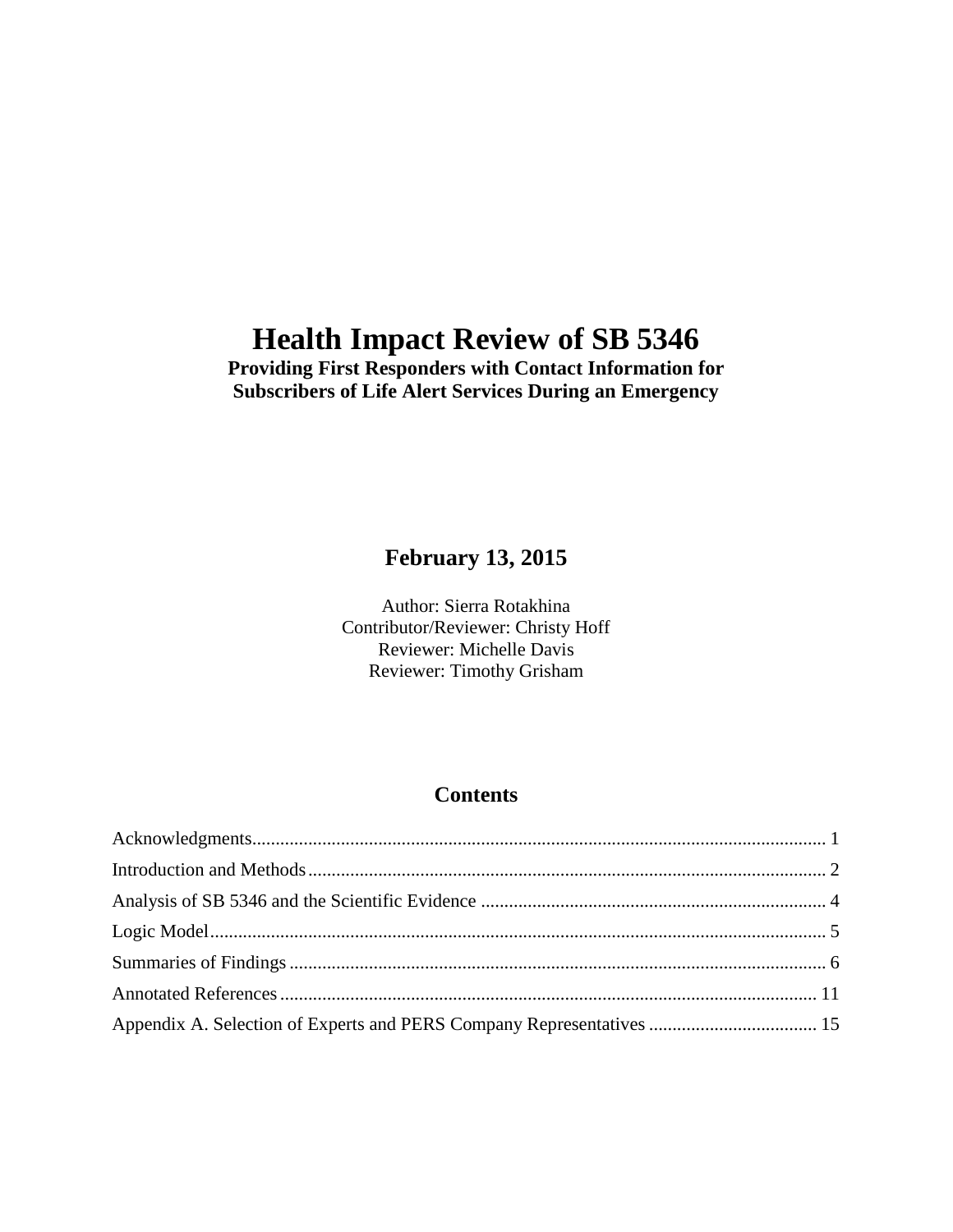# Health Impact Review of SB 5346

**Providing First Responders with Contact Information for Subscribers of Life Alert Services During an Emergency**

**February 13, 2015**

Author: Sierra Rotakhina
Contributor/Reviewer: Christy Hoff
Reviewer: Michelle Davis
Reviewer: Timothy Grisham

## Contents

Acknowledgments ........................................................................................................................ 1
Introduction and Methods ............................................................................................................. 2
Analysis of SB 5346 and the Scientific Evidence ......................................................................... 4
Logic Model ................................................................................................................................. 5
Summaries of Findings ................................................................................................................. 6
Annotated References ................................................................................................................. 11
Appendix A. Selection of Experts and PERS Company Representatives .................................... 15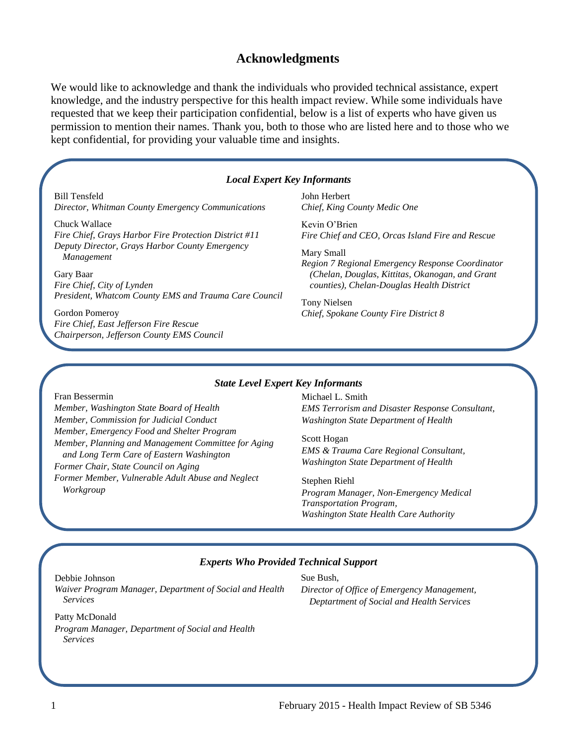# Acknowledgments

We would like to acknowledge and thank the individuals who provided technical assistance, expert knowledge, and the industry perspective for this health impact review. While some individuals have requested that we keep their participation confidential, below is a list of experts who have given us permission to mention their names. Thank you, both to those who are listed here and to those who we kept confidential, for providing your valuable time and insights.

### *Local Expert Key Informants*

Bill Tensfeld
*Director, Whitman County Emergency Communications*

Chuck Wallace
*Fire Chief, Grays Harbor Fire Protection District #11*
*Deputy Director, Grays Harbor County Emergency Management*

Gary Baar
*Fire Chief, City of Lynden*
*President, Whatcom County EMS and Trauma Care Council*

Gordon Pomeroy
*Fire Chief, East Jefferson Fire Rescue*
*Chairperson, Jefferson County EMS Council*

John Herbert
*Chief, King County Medic One*

Kevin O'Brien
*Fire Chief and CEO, Orcas Island Fire and Rescue*

Mary Small
*Region 7 Regional Emergency Response Coordinator (Chelan, Douglas, Kittitas, Okanogan, and Grant counties), Chelan-Douglas Health District*

Tony Nielsen
*Chief, Spokane County Fire District 8*

### *State Level Expert Key Informants*

Fran Bessermin
*Member, Washington State Board of Health*
*Member, Commission for Judicial Conduct*
*Member, Emergency Food and Shelter Program*
*Member, Planning and Management Committee for Aging and Long Term Care of Eastern Washington*
*Former Chair, State Council on Aging*
*Former Member, Vulnerable Adult Abuse and Neglect Workgroup*

Michael L. Smith
*EMS Terrorism and Disaster Response Consultant, Washington State Department of Health*

Scott Hogan
*EMS & Trauma Care Regional Consultant, Washington State Department of Health*

Stephen Riehl
*Program Manager, Non-Emergency Medical Transportation Program, Washington State Health Care Authority*

### *Experts Who Provided Technical Support*

Debbie Johnson
*Waiver Program Manager, Department of Social and Health Services*

Patty McDonald
*Program Manager, Department of Social and Health Services*

Sue Bush,
*Director of Office of Emergency Management, Deptartment of Social and Health Services*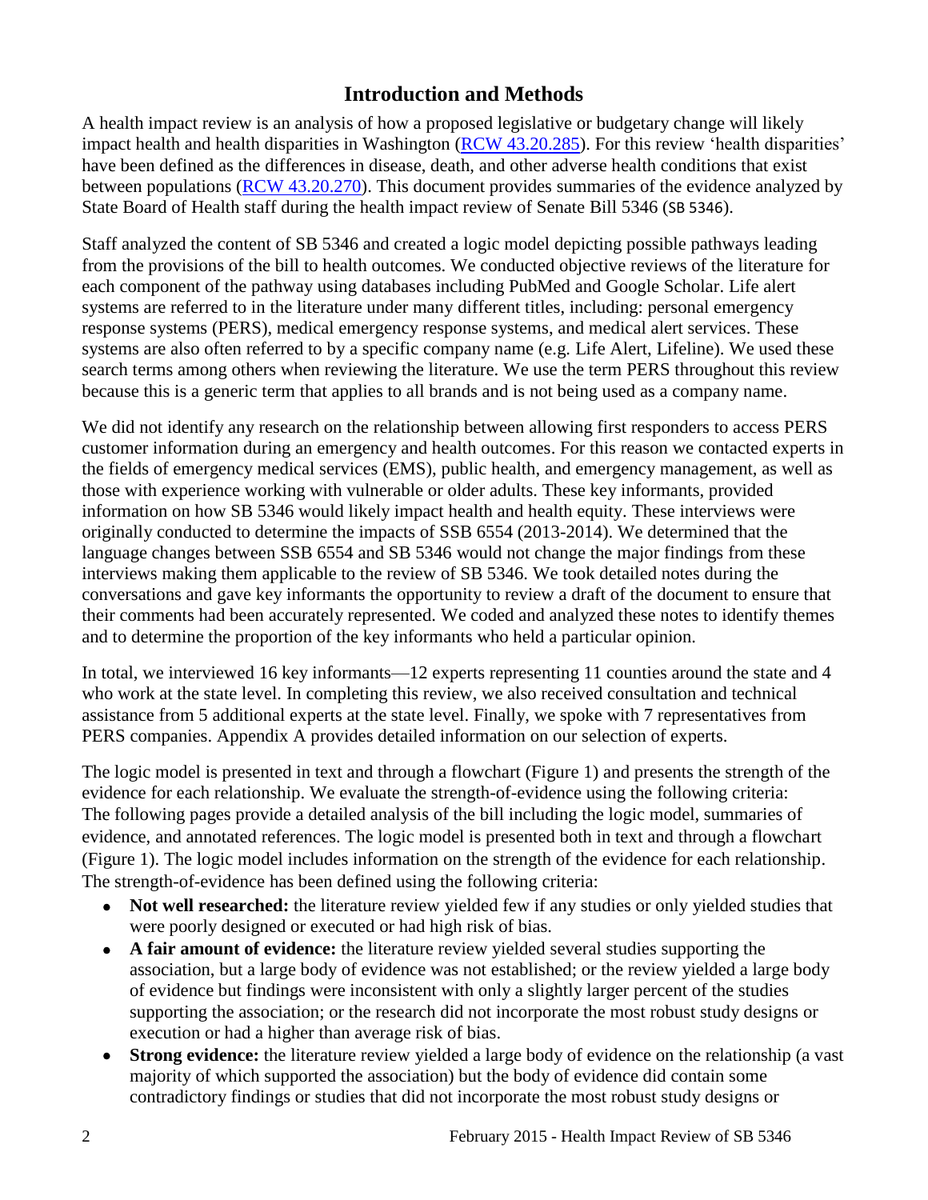## Introduction and Methods

A health impact review is an analysis of how a proposed legislative or budgetary change will likely impact health and health disparities in Washington ([RCW 43.20.285](#)). For this review 'health disparities' have been defined as the differences in disease, death, and other adverse health conditions that exist between populations ([RCW 43.20.270](#)). This document provides summaries of the evidence analyzed by State Board of Health staff during the health impact review of Senate Bill 5346 (SB 5346).

Staff analyzed the content of SB 5346 and created a logic model depicting possible pathways leading from the provisions of the bill to health outcomes. We conducted objective reviews of the literature for each component of the pathway using databases including PubMed and Google Scholar. Life alert systems are referred to in the literature under many different titles, including: personal emergency response systems (PERS), medical emergency response systems, and medical alert services. These systems are also often referred to by a specific company name (e.g. Life Alert, Lifeline). We used these search terms among others when reviewing the literature. We use the term PERS throughout this review because this is a generic term that applies to all brands and is not being used as a company name.

We did not identify any research on the relationship between allowing first responders to access PERS customer information during an emergency and health outcomes. For this reason we contacted experts in the fields of emergency medical services (EMS), public health, and emergency management, as well as those with experience working with vulnerable or older adults. These key informants, provided information on how SB 5346 would likely impact health and health equity. These interviews were originally conducted to determine the impacts of SSB 6554 (2013-2014). We determined that the language changes between SSB 6554 and SB 5346 would not change the major findings from these interviews making them applicable to the review of SB 5346. We took detailed notes during the conversations and gave key informants the opportunity to review a draft of the document to ensure that their comments had been accurately represented. We coded and analyzed these notes to identify themes and to determine the proportion of the key informants who held a particular opinion.

In total, we interviewed 16 key informants—12 experts representing 11 counties around the state and 4 who work at the state level. In completing this review, we also received consultation and technical assistance from 5 additional experts at the state level. Finally, we spoke with 7 representatives from PERS companies. Appendix A provides detailed information on our selection of experts.

The logic model is presented in text and through a flowchart (Figure 1) and presents the strength of the evidence for each relationship. We evaluate the strength-of-evidence using the following criteria: The following pages provide a detailed analysis of the bill including the logic model, summaries of evidence, and annotated references. The logic model is presented both in text and through a flowchart (Figure 1). The logic model includes information on the strength of the evidence for each relationship. The strength-of-evidence has been defined using the following criteria:

- **Not well researched:** the literature review yielded few if any studies or only yielded studies that were poorly designed or executed or had high risk of bias.
- **A fair amount of evidence:** the literature review yielded several studies supporting the association, but a large body of evidence was not established; or the review yielded a large body of evidence but findings were inconsistent with only a slightly larger percent of the studies supporting the association; or the research did not incorporate the most robust study designs or execution or had a higher than average risk of bias.
- **Strong evidence:** the literature review yielded a large body of evidence on the relationship (a vast majority of which supported the association) but the body of evidence did contain some contradictory findings or studies that did not incorporate the most robust study designs or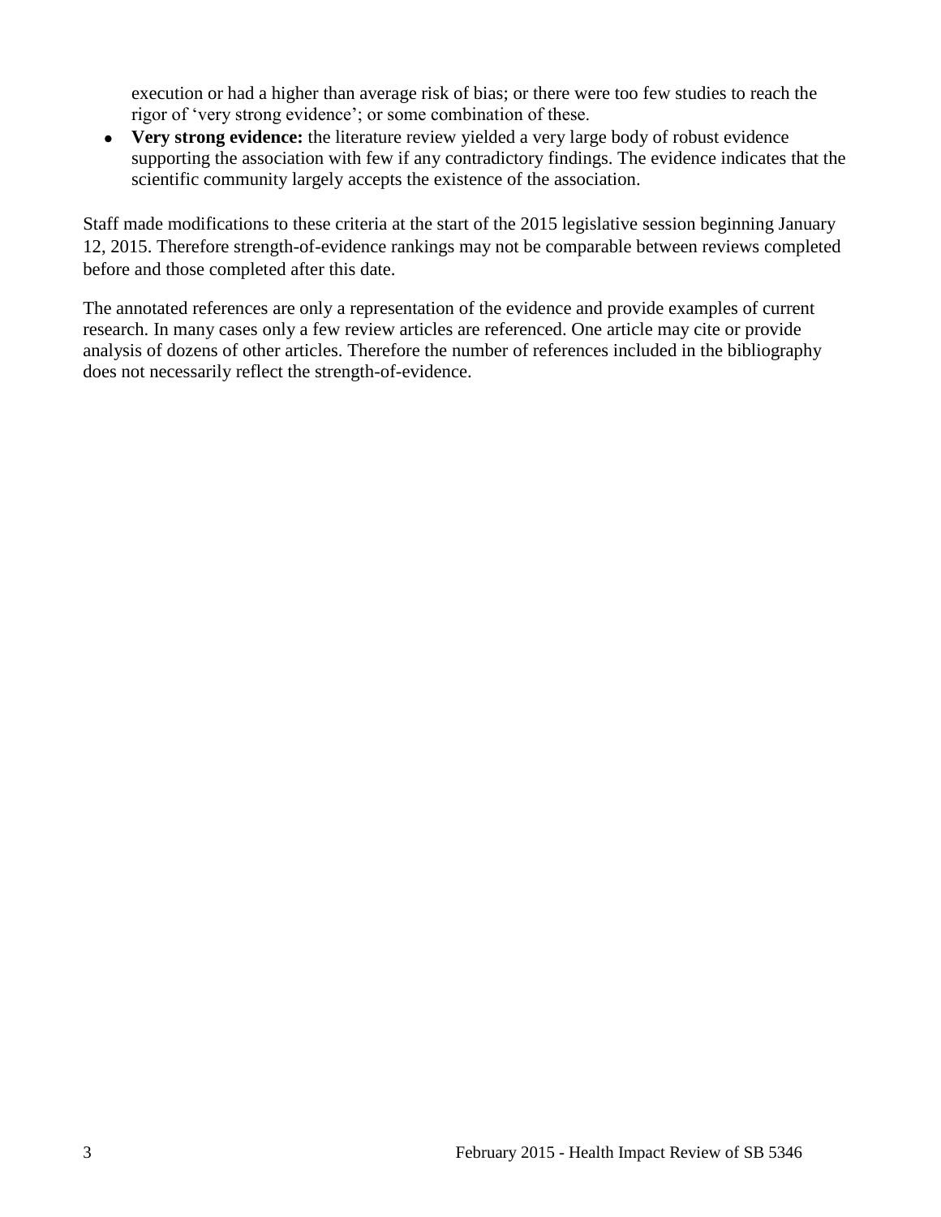execution or had a higher than average risk of bias; or there were too few studies to reach the rigor of 'very strong evidence'; or some combination of these.

- **Very strong evidence:** the literature review yielded a very large body of robust evidence supporting the association with few if any contradictory findings. The evidence indicates that the scientific community largely accepts the existence of the association.

Staff made modifications to these criteria at the start of the 2015 legislative session beginning January 12, 2015. Therefore strength-of-evidence rankings may not be comparable between reviews completed before and those completed after this date.

The annotated references are only a representation of the evidence and provide examples of current research. In many cases only a few review articles are referenced. One article may cite or provide analysis of dozens of other articles. Therefore the number of references included in the bibliography does not necessarily reflect the strength-of-evidence.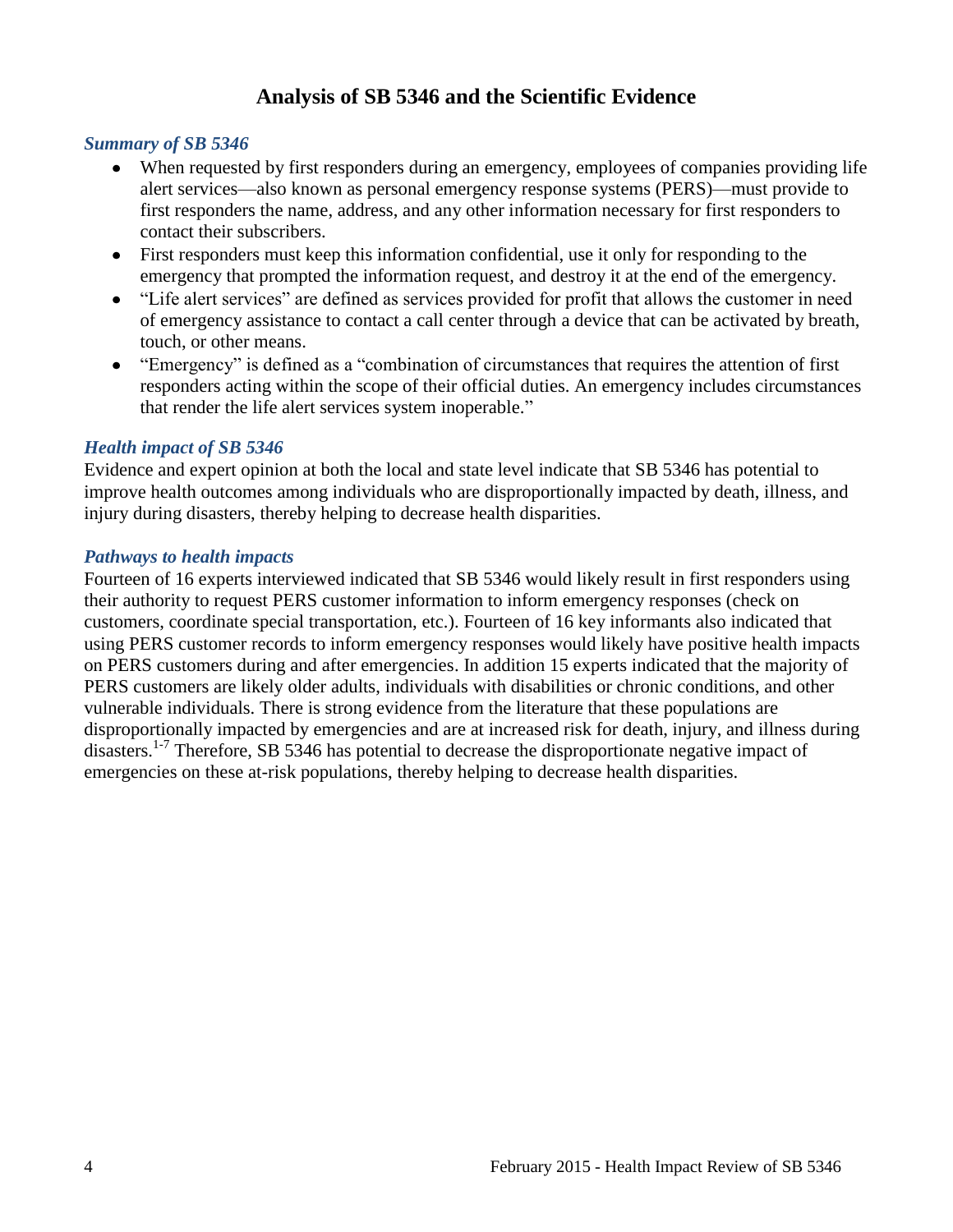# Analysis of SB 5346 and the Scientific Evidence

### *Summary of SB 5346*

- When requested by first responders during an emergency, employees of companies providing life alert services—also known as personal emergency response systems (PERS)—must provide to first responders the name, address, and any other information necessary for first responders to contact their subscribers.
- First responders must keep this information confidential, use it only for responding to the emergency that prompted the information request, and destroy it at the end of the emergency.
- "Life alert services" are defined as services provided for profit that allows the customer in need of emergency assistance to contact a call center through a device that can be activated by breath, touch, or other means.
- "Emergency" is defined as a "combination of circumstances that requires the attention of first responders acting within the scope of their official duties. An emergency includes circumstances that render the life alert services system inoperable."

### *Health impact of SB 5346*

Evidence and expert opinion at both the local and state level indicate that SB 5346 has potential to improve health outcomes among individuals who are disproportionally impacted by death, illness, and injury during disasters, thereby helping to decrease health disparities.

### *Pathways to health impacts*

Fourteen of 16 experts interviewed indicated that SB 5346 would likely result in first responders using their authority to request PERS customer information to inform emergency responses (check on customers, coordinate special transportation, etc.). Fourteen of 16 key informants also indicated that using PERS customer records to inform emergency responses would likely have positive health impacts on PERS customers during and after emergencies. In addition 15 experts indicated that the majority of PERS customers are likely older adults, individuals with disabilities or chronic conditions, and other vulnerable individuals. There is strong evidence from the literature that these populations are disproportionally impacted by emergencies and are at increased risk for death, injury, and illness during disasters.[1-7] Therefore, SB 5346 has potential to decrease the disproportionate negative impact of emergencies on these at-risk populations, thereby helping to decrease health disparities.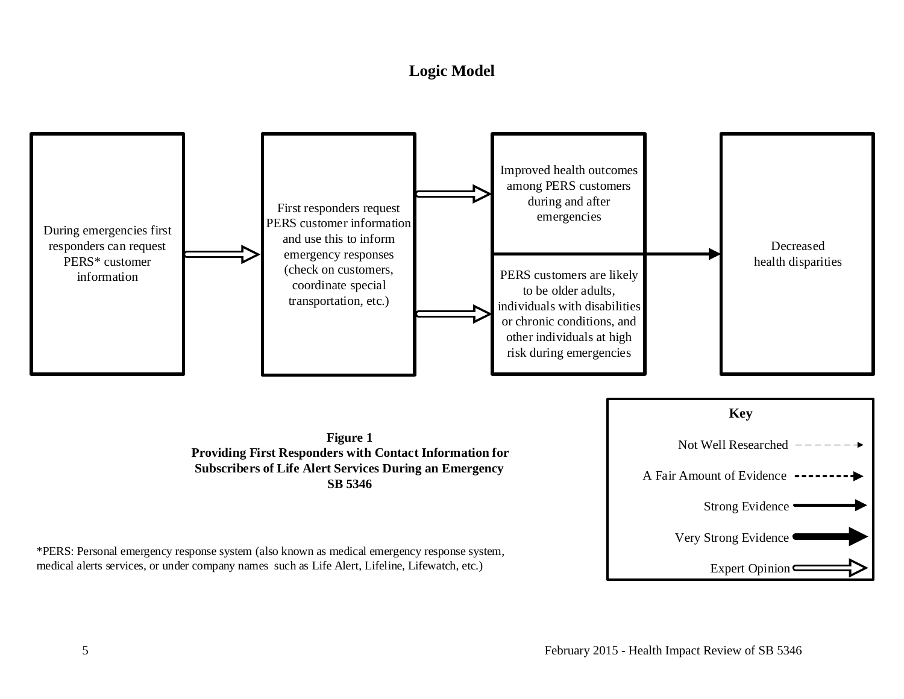# Logic Model

During emergencies first responders can request PERS* customer information

First responders request PERS customer information and use this to inform emergency responses (check on customers, coordinate special transportation, etc.)

Improved health outcomes among PERS customers during and after emergencies

PERS customers are likely to be older adults, individuals with disabilities or chronic conditions, and other individuals at high risk during emergencies

Decreased health disparities

**Key**

- Not Well Researched
- A Fair Amount of Evidence
- Strong Evidence
- Very Strong Evidence
- Expert Opinion

**Figure 1**
**Providing First Responders with Contact Information for Subscribers of Life Alert Services During an Emergency**
**SB 5346**

*PERS: Personal emergency response system (also known as medical emergency response system, medical alerts services, or under company names such as Life Alert, Lifeline, Lifewatch, etc.)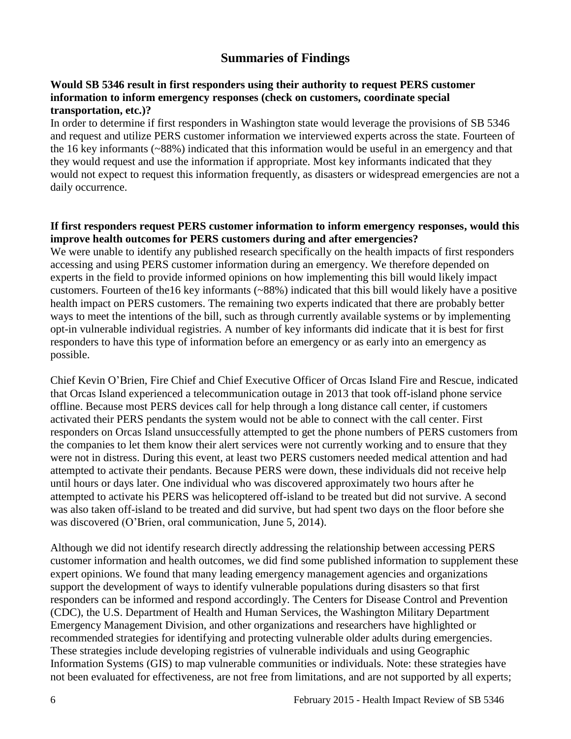## Summaries of Findings

**Would SB 5346 result in first responders using their authority to request PERS customer information to inform emergency responses (check on customers, coordinate special transportation, etc.)?**

In order to determine if first responders in Washington state would leverage the provisions of SB 5346 and request and utilize PERS customer information we interviewed experts across the state. Fourteen of the 16 key informants (~88%) indicated that this information would be useful in an emergency and that they would request and use the information if appropriate. Most key informants indicated that they would not expect to request this information frequently, as disasters or widespread emergencies are not a daily occurrence.

**If first responders request PERS customer information to inform emergency responses, would this improve health outcomes for PERS customers during and after emergencies?**

We were unable to identify any published research specifically on the health impacts of first responders accessing and using PERS customer information during an emergency. We therefore depended on experts in the field to provide informed opinions on how implementing this bill would likely impact customers. Fourteen of the16 key informants (~88%) indicated that this bill would likely have a positive health impact on PERS customers. The remaining two experts indicated that there are probably better ways to meet the intentions of the bill, such as through currently available systems or by implementing opt-in vulnerable individual registries. A number of key informants did indicate that it is best for first responders to have this type of information before an emergency or as early into an emergency as possible.

Chief Kevin O'Brien, Fire Chief and Chief Executive Officer of Orcas Island Fire and Rescue, indicated that Orcas Island experienced a telecommunication outage in 2013 that took off-island phone service offline. Because most PERS devices call for help through a long distance call center, if customers activated their PERS pendants the system would not be able to connect with the call center. First responders on Orcas Island unsuccessfully attempted to get the phone numbers of PERS customers from the companies to let them know their alert services were not currently working and to ensure that they were not in distress. During this event, at least two PERS customers needed medical attention and had attempted to activate their pendants. Because PERS were down, these individuals did not receive help until hours or days later. One individual who was discovered approximately two hours after he attempted to activate his PERS was helicoptered off-island to be treated but did not survive. A second was also taken off-island to be treated and did survive, but had spent two days on the floor before she was discovered (O'Brien, oral communication, June 5, 2014).

Although we did not identify research directly addressing the relationship between accessing PERS customer information and health outcomes, we did find some published information to supplement these expert opinions. We found that many leading emergency management agencies and organizations support the development of ways to identify vulnerable populations during disasters so that first responders can be informed and respond accordingly. The Centers for Disease Control and Prevention (CDC), the U.S. Department of Health and Human Services, the Washington Military Department Emergency Management Division, and other organizations and researchers have highlighted or recommended strategies for identifying and protecting vulnerable older adults during emergencies. These strategies include developing registries of vulnerable individuals and using Geographic Information Systems (GIS) to map vulnerable communities or individuals. Note: these strategies have not been evaluated for effectiveness, are not free from limitations, and are not supported by all experts;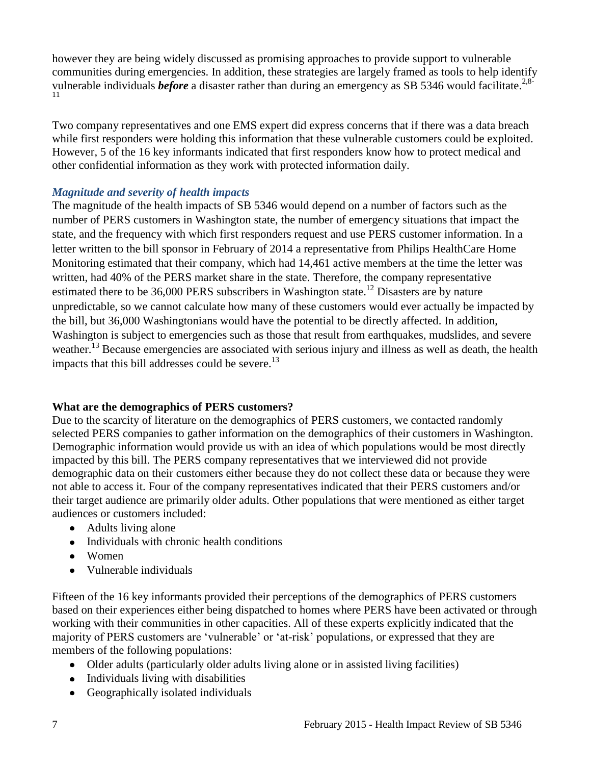however they are being widely discussed as promising approaches to provide support to vulnerable communities during emergencies. In addition, these strategies are largely framed as tools to help identify vulnerable individuals ***before*** a disaster rather than during an emergency as SB 5346 would facilitate.[2,8-11]

Two company representatives and one EMS expert did express concerns that if there was a data breach while first responders were holding this information that these vulnerable customers could be exploited. However, 5 of the 16 key informants indicated that first responders know how to protect medical and other confidential information as they work with protected information daily.

### *Magnitude and severity of health impacts*

The magnitude of the health impacts of SB 5346 would depend on a number of factors such as the number of PERS customers in Washington state, the number of emergency situations that impact the state, and the frequency with which first responders request and use PERS customer information. In a letter written to the bill sponsor in February of 2014 a representative from Philips HealthCare Home Monitoring estimated that their company, which had 14,461 active members at the time the letter was written, had 40% of the PERS market share in the state. Therefore, the company representative estimated there to be 36,000 PERS subscribers in Washington state.[12] Disasters are by nature unpredictable, so we cannot calculate how many of these customers would ever actually be impacted by the bill, but 36,000 Washingtonians would have the potential to be directly affected. In addition, Washington is subject to emergencies such as those that result from earthquakes, mudslides, and severe weather.[13] Because emergencies are associated with serious injury and illness as well as death, the health impacts that this bill addresses could be severe.[13]

## What are the demographics of PERS customers?

Due to the scarcity of literature on the demographics of PERS customers, we contacted randomly selected PERS companies to gather information on the demographics of their customers in Washington. Demographic information would provide us with an idea of which populations would be most directly impacted by this bill. The PERS company representatives that we interviewed did not provide demographic data on their customers either because they do not collect these data or because they were not able to access it. Four of the company representatives indicated that their PERS customers and/or their target audience are primarily older adults. Other populations that were mentioned as either target audiences or customers included:

- Adults living alone
- Individuals with chronic health conditions
- Women
- Vulnerable individuals

Fifteen of the 16 key informants provided their perceptions of the demographics of PERS customers based on their experiences either being dispatched to homes where PERS have been activated or through working with their communities in other capacities. All of these experts explicitly indicated that the majority of PERS customers are 'vulnerable' or 'at-risk' populations, or expressed that they are members of the following populations:

- Older adults (particularly older adults living alone or in assisted living facilities)
- Individuals living with disabilities
- Geographically isolated individuals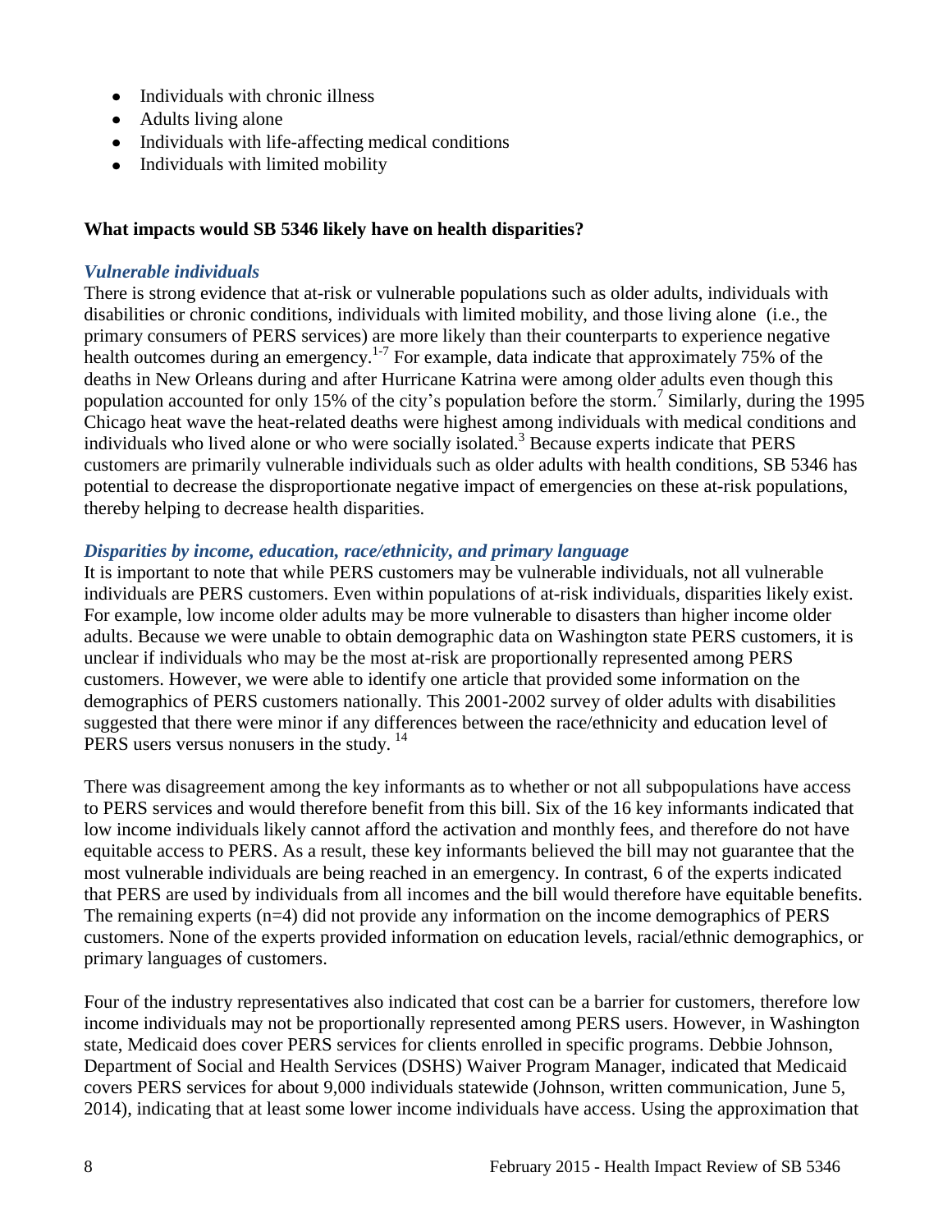- Individuals with chronic illness
- Adults living alone
- Individuals with life-affecting medical conditions
- Individuals with limited mobility

**What impacts would SB 5346 likely have on health disparities?**

***Vulnerable individuals***

There is strong evidence that at-risk or vulnerable populations such as older adults, individuals with disabilities or chronic conditions, individuals with limited mobility, and those living alone (i.e., the primary consumers of PERS services) are more likely than their counterparts to experience negative health outcomes during an emergency.[1-7] For example, data indicate that approximately 75% of the deaths in New Orleans during and after Hurricane Katrina were among older adults even though this population accounted for only 15% of the city's population before the storm.[7] Similarly, during the 1995 Chicago heat wave the heat-related deaths were highest among individuals with medical conditions and individuals who lived alone or who were socially isolated.[3] Because experts indicate that PERS customers are primarily vulnerable individuals such as older adults with health conditions, SB 5346 has potential to decrease the disproportionate negative impact of emergencies on these at-risk populations, thereby helping to decrease health disparities.

***Disparities by income, education, race/ethnicity, and primary language***

It is important to note that while PERS customers may be vulnerable individuals, not all vulnerable individuals are PERS customers. Even within populations of at-risk individuals, disparities likely exist. For example, low income older adults may be more vulnerable to disasters than higher income older adults. Because we were unable to obtain demographic data on Washington state PERS customers, it is unclear if individuals who may be the most at-risk are proportionally represented among PERS customers. However, we were able to identify one article that provided some information on the demographics of PERS customers nationally. This 2001-2002 survey of older adults with disabilities suggested that there were minor if any differences between the race/ethnicity and education level of PERS users versus nonusers in the study.[14]

There was disagreement among the key informants as to whether or not all subpopulations have access to PERS services and would therefore benefit from this bill. Six of the 16 key informants indicated that low income individuals likely cannot afford the activation and monthly fees, and therefore do not have equitable access to PERS. As a result, these key informants believed the bill may not guarantee that the most vulnerable individuals are being reached in an emergency. In contrast, 6 of the experts indicated that PERS are used by individuals from all incomes and the bill would therefore have equitable benefits. The remaining experts (n=4) did not provide any information on the income demographics of PERS customers. None of the experts provided information on education levels, racial/ethnic demographics, or primary languages of customers.

Four of the industry representatives also indicated that cost can be a barrier for customers, therefore low income individuals may not be proportionally represented among PERS users. However, in Washington state, Medicaid does cover PERS services for clients enrolled in specific programs. Debbie Johnson, Department of Social and Health Services (DSHS) Waiver Program Manager, indicated that Medicaid covers PERS services for about 9,000 individuals statewide (Johnson, written communication, June 5, 2014), indicating that at least some lower income individuals have access. Using the approximation that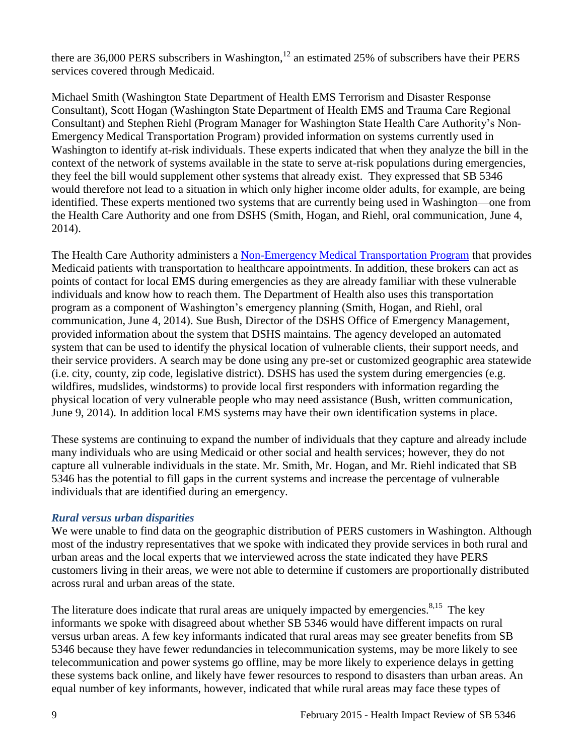there are 36,000 PERS subscribers in Washington,[12] an estimated 25% of subscribers have their PERS services covered through Medicaid.

Michael Smith (Washington State Department of Health EMS Terrorism and Disaster Response Consultant), Scott Hogan (Washington State Department of Health EMS and Trauma Care Regional Consultant) and Stephen Riehl (Program Manager for Washington State Health Care Authority's Non-Emergency Medical Transportation Program) provided information on systems currently used in Washington to identify at-risk individuals. These experts indicated that when they analyze the bill in the context of the network of systems available in the state to serve at-risk populations during emergencies, they feel the bill would supplement other systems that already exist. They expressed that SB 5346 would therefore not lead to a situation in which only higher income older adults, for example, are being identified. These experts mentioned two systems that are currently being used in Washington—one from the Health Care Authority and one from DSHS (Smith, Hogan, and Riehl, oral communication, June 4, 2014).

The Health Care Authority administers a Non-Emergency Medical Transportation Program that provides Medicaid patients with transportation to healthcare appointments. In addition, these brokers can act as points of contact for local EMS during emergencies as they are already familiar with these vulnerable individuals and know how to reach them. The Department of Health also uses this transportation program as a component of Washington's emergency planning (Smith, Hogan, and Riehl, oral communication, June 4, 2014). Sue Bush, Director of the DSHS Office of Emergency Management, provided information about the system that DSHS maintains. The agency developed an automated system that can be used to identify the physical location of vulnerable clients, their support needs, and their service providers. A search may be done using any pre-set or customized geographic area statewide (i.e. city, county, zip code, legislative district). DSHS has used the system during emergencies (e.g. wildfires, mudslides, windstorms) to provide local first responders with information regarding the physical location of very vulnerable people who may need assistance (Bush, written communication, June 9, 2014). In addition local EMS systems may have their own identification systems in place.

These systems are continuing to expand the number of individuals that they capture and already include many individuals who are using Medicaid or other social and health services; however, they do not capture all vulnerable individuals in the state. Mr. Smith, Mr. Hogan, and Mr. Riehl indicated that SB 5346 has the potential to fill gaps in the current systems and increase the percentage of vulnerable individuals that are identified during an emergency.

### *Rural versus urban disparities*

We were unable to find data on the geographic distribution of PERS customers in Washington. Although most of the industry representatives that we spoke with indicated they provide services in both rural and urban areas and the local experts that we interviewed across the state indicated they have PERS customers living in their areas, we were not able to determine if customers are proportionally distributed across rural and urban areas of the state.

The literature does indicate that rural areas are uniquely impacted by emergencies.[8,15] The key informants we spoke with disagreed about whether SB 5346 would have different impacts on rural versus urban areas. A few key informants indicated that rural areas may see greater benefits from SB 5346 because they have fewer redundancies in telecommunication systems, may be more likely to see telecommunication and power systems go offline, may be more likely to experience delays in getting these systems back online, and likely have fewer resources to respond to disasters than urban areas. An equal number of key informants, however, indicated that while rural areas may face these types of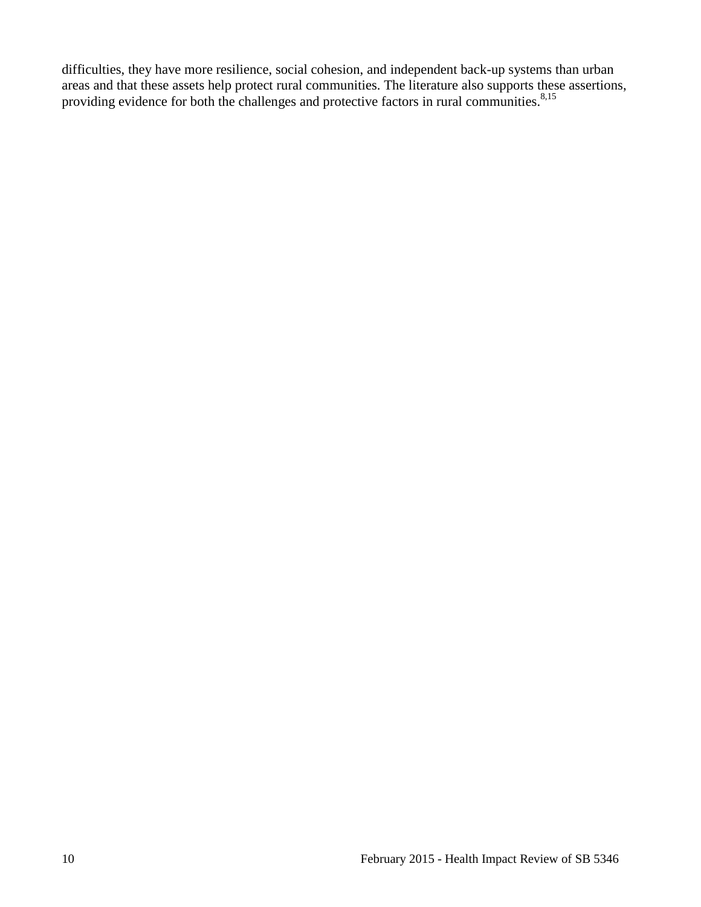difficulties, they have more resilience, social cohesion, and independent back-up systems than urban areas and that these assets help protect rural communities. The literature also supports these assertions, providing evidence for both the challenges and protective factors in rural communities.[8,15]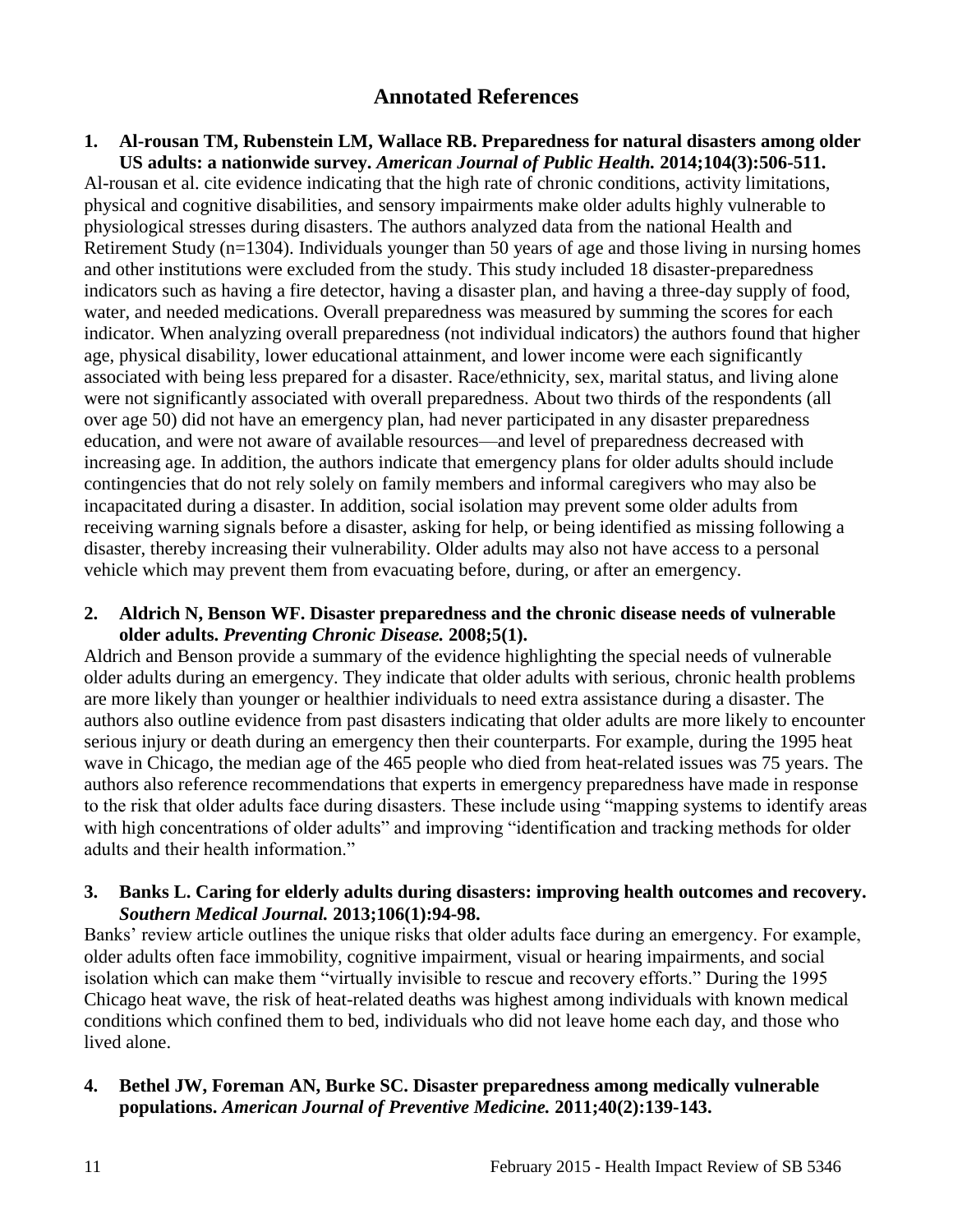## Annotated References

**1. Al-rousan TM, Rubenstein LM, Wallace RB. Preparedness for natural disasters among older US adults: a nationwide survey. *American Journal of Public Health.* 2014;104(3):506-511.**

Al-rousan et al. cite evidence indicating that the high rate of chronic conditions, activity limitations, physical and cognitive disabilities, and sensory impairments make older adults highly vulnerable to physiological stresses during disasters. The authors analyzed data from the national Health and Retirement Study (n=1304). Individuals younger than 50 years of age and those living in nursing homes and other institutions were excluded from the study. This study included 18 disaster-preparedness indicators such as having a fire detector, having a disaster plan, and having a three-day supply of food, water, and needed medications. Overall preparedness was measured by summing the scores for each indicator. When analyzing overall preparedness (not individual indicators) the authors found that higher age, physical disability, lower educational attainment, and lower income were each significantly associated with being less prepared for a disaster. Race/ethnicity, sex, marital status, and living alone were not significantly associated with overall preparedness. About two thirds of the respondents (all over age 50) did not have an emergency plan, had never participated in any disaster preparedness education, and were not aware of available resources—and level of preparedness decreased with increasing age. In addition, the authors indicate that emergency plans for older adults should include contingencies that do not rely solely on family members and informal caregivers who may also be incapacitated during a disaster. In addition, social isolation may prevent some older adults from receiving warning signals before a disaster, asking for help, or being identified as missing following a disaster, thereby increasing their vulnerability. Older adults may also not have access to a personal vehicle which may prevent them from evacuating before, during, or after an emergency.

**2. Aldrich N, Benson WF. Disaster preparedness and the chronic disease needs of vulnerable older adults. *Preventing Chronic Disease.* 2008;5(1).**

Aldrich and Benson provide a summary of the evidence highlighting the special needs of vulnerable older adults during an emergency. They indicate that older adults with serious, chronic health problems are more likely than younger or healthier individuals to need extra assistance during a disaster. The authors also outline evidence from past disasters indicating that older adults are more likely to encounter serious injury or death during an emergency then their counterparts. For example, during the 1995 heat wave in Chicago, the median age of the 465 people who died from heat-related issues was 75 years. The authors also reference recommendations that experts in emergency preparedness have made in response to the risk that older adults face during disasters. These include using "mapping systems to identify areas with high concentrations of older adults" and improving "identification and tracking methods for older adults and their health information."

**3. Banks L. Caring for elderly adults during disasters: improving health outcomes and recovery. *Southern Medical Journal.* 2013;106(1):94-98.**

Banks' review article outlines the unique risks that older adults face during an emergency. For example, older adults often face immobility, cognitive impairment, visual or hearing impairments, and social isolation which can make them "virtually invisible to rescue and recovery efforts." During the 1995 Chicago heat wave, the risk of heat-related deaths was highest among individuals with known medical conditions which confined them to bed, individuals who did not leave home each day, and those who lived alone.

**4. Bethel JW, Foreman AN, Burke SC. Disaster preparedness among medically vulnerable populations. *American Journal of Preventive Medicine.* 2011;40(2):139-143.**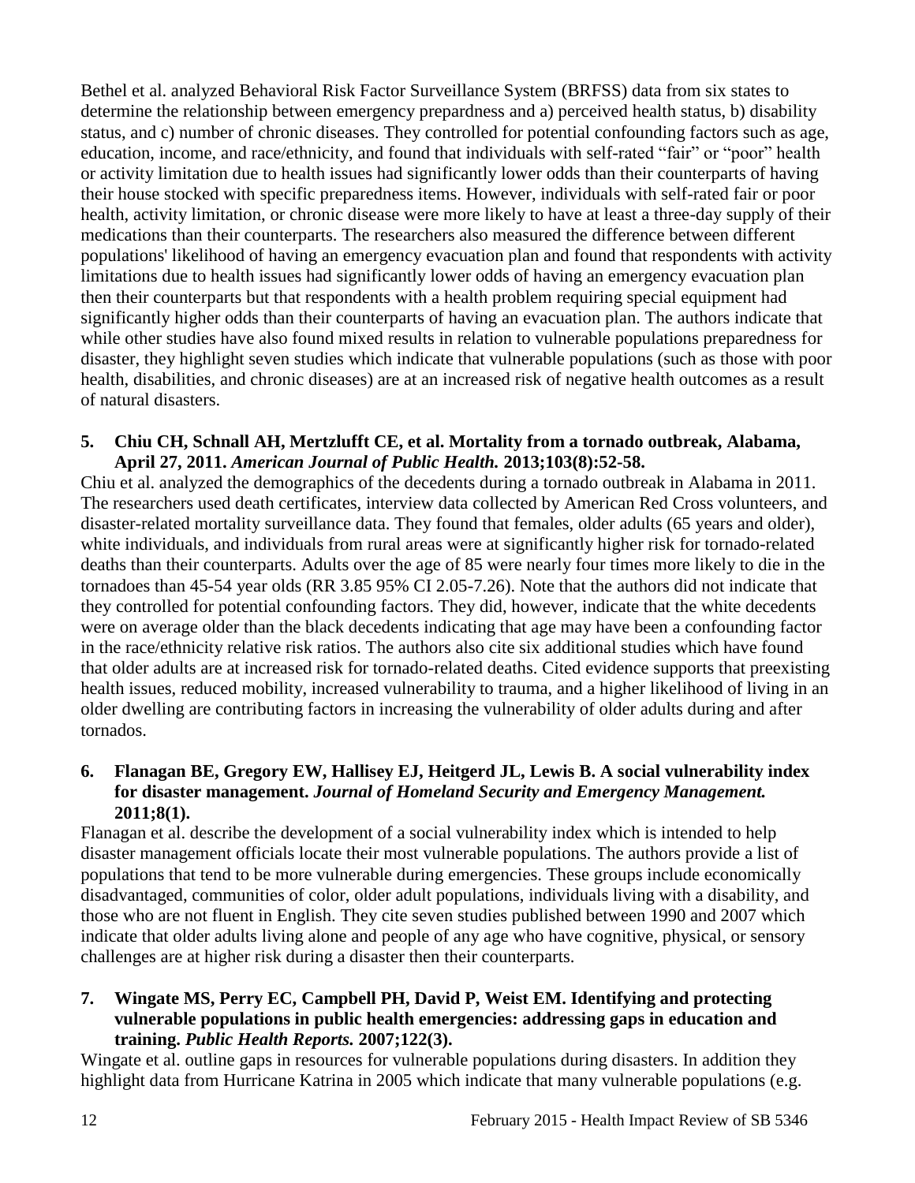Bethel et al. analyzed Behavioral Risk Factor Surveillance System (BRFSS) data from six states to determine the relationship between emergency prepardness and a) perceived health status, b) disability status, and c) number of chronic diseases. They controlled for potential confounding factors such as age, education, income, and race/ethnicity, and found that individuals with self-rated "fair" or "poor" health or activity limitation due to health issues had significantly lower odds than their counterparts of having their house stocked with specific preparedness items. However, individuals with self-rated fair or poor health, activity limitation, or chronic disease were more likely to have at least a three-day supply of their medications than their counterparts. The researchers also measured the difference between different populations' likelihood of having an emergency evacuation plan and found that respondents with activity limitations due to health issues had significantly lower odds of having an emergency evacuation plan then their counterparts but that respondents with a health problem requiring special equipment had significantly higher odds than their counterparts of having an evacuation plan. The authors indicate that while other studies have also found mixed results in relation to vulnerable populations preparedness for disaster, they highlight seven studies which indicate that vulnerable populations (such as those with poor health, disabilities, and chronic diseases) are at an increased risk of negative health outcomes as a result of natural disasters.

**5. Chiu CH, Schnall AH, Mertzlufft CE, et al. Mortality from a tornado outbreak, Alabama, April 27, 2011. *American Journal of Public Health.* 2013;103(8):52-58.**

Chiu et al. analyzed the demographics of the decedents during a tornado outbreak in Alabama in 2011. The researchers used death certificates, interview data collected by American Red Cross volunteers, and disaster-related mortality surveillance data. They found that females, older adults (65 years and older), white individuals, and individuals from rural areas were at significantly higher risk for tornado-related deaths than their counterparts. Adults over the age of 85 were nearly four times more likely to die in the tornadoes than 45-54 year olds (RR 3.85 95% CI 2.05-7.26). Note that the authors did not indicate that they controlled for potential confounding factors. They did, however, indicate that the white decedents were on average older than the black decedents indicating that age may have been a confounding factor in the race/ethnicity relative risk ratios. The authors also cite six additional studies which have found that older adults are at increased risk for tornado-related deaths. Cited evidence supports that preexisting health issues, reduced mobility, increased vulnerability to trauma, and a higher likelihood of living in an older dwelling are contributing factors in increasing the vulnerability of older adults during and after tornados.

**6. Flanagan BE, Gregory EW, Hallisey EJ, Heitgerd JL, Lewis B. A social vulnerability index for disaster management. *Journal of Homeland Security and Emergency Management.* 2011;8(1).**

Flanagan et al. describe the development of a social vulnerability index which is intended to help disaster management officials locate their most vulnerable populations. The authors provide a list of populations that tend to be more vulnerable during emergencies. These groups include economically disadvantaged, communities of color, older adult populations, individuals living with a disability, and those who are not fluent in English. They cite seven studies published between 1990 and 2007 which indicate that older adults living alone and people of any age who have cognitive, physical, or sensory challenges are at higher risk during a disaster then their counterparts.

**7. Wingate MS, Perry EC, Campbell PH, David P, Weist EM. Identifying and protecting vulnerable populations in public health emergencies: addressing gaps in education and training. *Public Health Reports.* 2007;122(3).**

Wingate et al. outline gaps in resources for vulnerable populations during disasters. In addition they highlight data from Hurricane Katrina in 2005 which indicate that many vulnerable populations (e.g.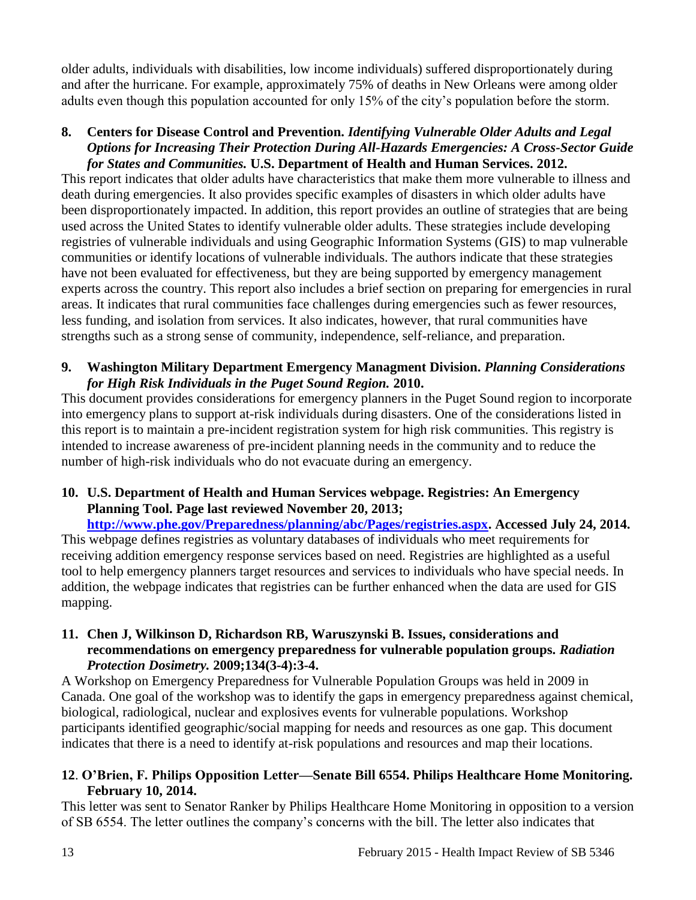older adults, individuals with disabilities, low income individuals) suffered disproportionately during and after the hurricane. For example, approximately 75% of deaths in New Orleans were among older adults even though this population accounted for only 15% of the city's population before the storm.

**8. Centers for Disease Control and Prevention.** ***Identifying Vulnerable Older Adults and Legal Options for Increasing Their Protection During All-Hazards Emergencies: A Cross-Sector Guide for States and Communities.*** **U.S. Department of Health and Human Services. 2012.**

This report indicates that older adults have characteristics that make them more vulnerable to illness and death during emergencies. It also provides specific examples of disasters in which older adults have been disproportionately impacted. In addition, this report provides an outline of strategies that are being used across the United States to identify vulnerable older adults. These strategies include developing registries of vulnerable individuals and using Geographic Information Systems (GIS) to map vulnerable communities or identify locations of vulnerable individuals. The authors indicate that these strategies have not been evaluated for effectiveness, but they are being supported by emergency management experts across the country. This report also includes a brief section on preparing for emergencies in rural areas. It indicates that rural communities face challenges during emergencies such as fewer resources, less funding, and isolation from services. It also indicates, however, that rural communities have strengths such as a strong sense of community, independence, self-reliance, and preparation.

**9. Washington Military Department Emergency Managment Division.** ***Planning Considerations for High Risk Individuals in the Puget Sound Region.*** **2010.**

This document provides considerations for emergency planners in the Puget Sound region to incorporate into emergency plans to support at-risk individuals during disasters. One of the considerations listed in this report is to maintain a pre-incident registration system for high risk communities. This registry is intended to increase awareness of pre-incident planning needs in the community and to reduce the number of high-risk individuals who do not evacuate during an emergency.

**10. U.S. Department of Health and Human Services webpage. Registries: An Emergency Planning Tool. Page last reviewed November 20, 2013; [http://www.phe.gov/Preparedness/planning/abc/Pages/registries.aspx](http://www.phe.gov/Preparedness/planning/abc/Pages/registries.aspx). Accessed July 24, 2014.**

This webpage defines registries as voluntary databases of individuals who meet requirements for receiving addition emergency response services based on need. Registries are highlighted as a useful tool to help emergency planners target resources and services to individuals who have special needs. In addition, the webpage indicates that registries can be further enhanced when the data are used for GIS mapping.

**11. Chen J, Wilkinson D, Richardson RB, Waruszynski B. Issues, considerations and recommendations on emergency preparedness for vulnerable population groups.** ***Radiation Protection Dosimetry.*** **2009;134(3-4):3-4.**

A Workshop on Emergency Preparedness for Vulnerable Population Groups was held in 2009 in Canada. One goal of the workshop was to identify the gaps in emergency preparedness against chemical, biological, radiological, nuclear and explosives events for vulnerable populations. Workshop participants identified geographic/social mapping for needs and resources as one gap. This document indicates that there is a need to identify at-risk populations and resources and map their locations.

**12. O'Brien, F. Philips Opposition Letter—Senate Bill 6554. Philips Healthcare Home Monitoring. February 10, 2014.**

This letter was sent to Senator Ranker by Philips Healthcare Home Monitoring in opposition to a version of SB 6554. The letter outlines the company's concerns with the bill. The letter also indicates that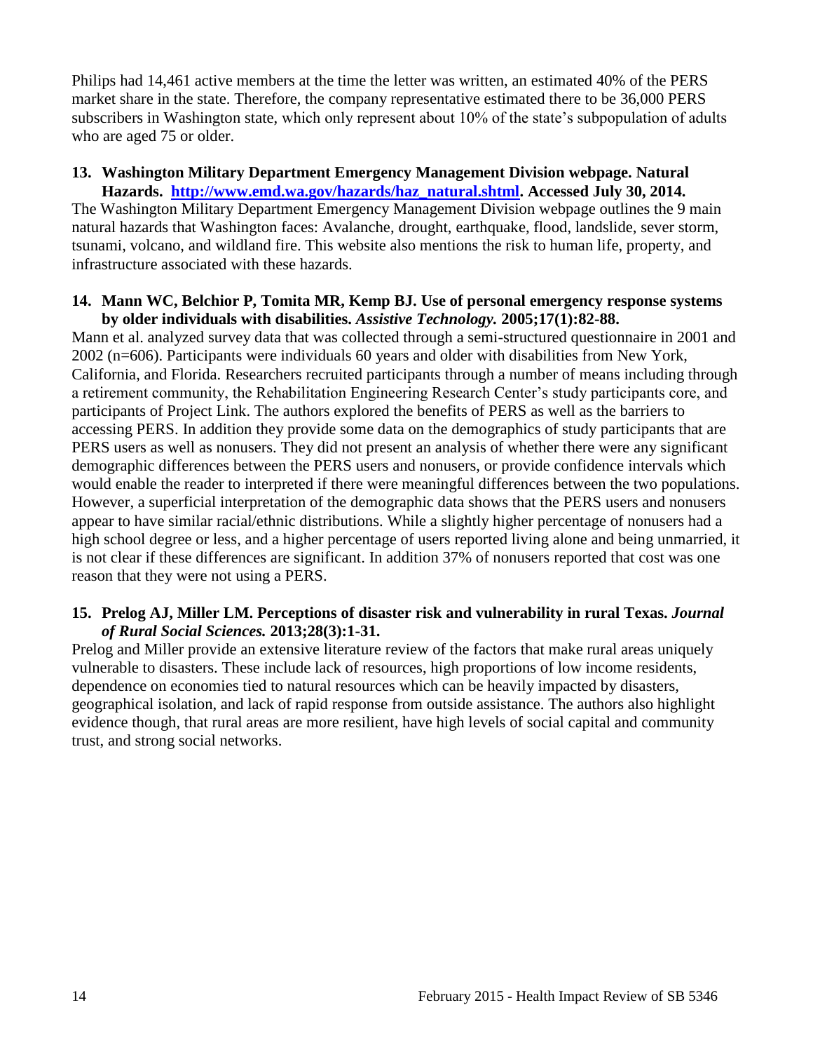Philips had 14,461 active members at the time the letter was written, an estimated 40% of the PERS market share in the state. Therefore, the company representative estimated there to be 36,000 PERS subscribers in Washington state, which only represent about 10% of the state's subpopulation of adults who are aged 75 or older.

**13. Washington Military Department Emergency Management Division webpage. Natural Hazards. [http://www.emd.wa.gov/hazards/haz_natural.shtml](http://www.emd.wa.gov/hazards/haz_natural.shtml). Accessed July 30, 2014.**

The Washington Military Department Emergency Management Division webpage outlines the 9 main natural hazards that Washington faces: Avalanche, drought, earthquake, flood, landslide, sever storm, tsunami, volcano, and wildland fire. This website also mentions the risk to human life, property, and infrastructure associated with these hazards.

**14. Mann WC, Belchior P, Tomita MR, Kemp BJ. Use of personal emergency response systems by older individuals with disabilities. *Assistive Technology.* 2005;17(1):82-88.**

Mann et al. analyzed survey data that was collected through a semi-structured questionnaire in 2001 and 2002 (n=606). Participants were individuals 60 years and older with disabilities from New York, California, and Florida. Researchers recruited participants through a number of means including through a retirement community, the Rehabilitation Engineering Research Center's study participants core, and participants of Project Link. The authors explored the benefits of PERS as well as the barriers to accessing PERS. In addition they provide some data on the demographics of study participants that are PERS users as well as nonusers. They did not present an analysis of whether there were any significant demographic differences between the PERS users and nonusers, or provide confidence intervals which would enable the reader to interpreted if there were meaningful differences between the two populations. However, a superficial interpretation of the demographic data shows that the PERS users and nonusers appear to have similar racial/ethnic distributions. While a slightly higher percentage of nonusers had a high school degree or less, and a higher percentage of users reported living alone and being unmarried, it is not clear if these differences are significant. In addition 37% of nonusers reported that cost was one reason that they were not using a PERS.

**15. Prelog AJ, Miller LM. Perceptions of disaster risk and vulnerability in rural Texas. *Journal of Rural Social Sciences.* 2013;28(3):1-31.**

Prelog and Miller provide an extensive literature review of the factors that make rural areas uniquely vulnerable to disasters. These include lack of resources, high proportions of low income residents, dependence on economies tied to natural resources which can be heavily impacted by disasters, geographical isolation, and lack of rapid response from outside assistance. The authors also highlight evidence though, that rural areas are more resilient, have high levels of social capital and community trust, and strong social networks.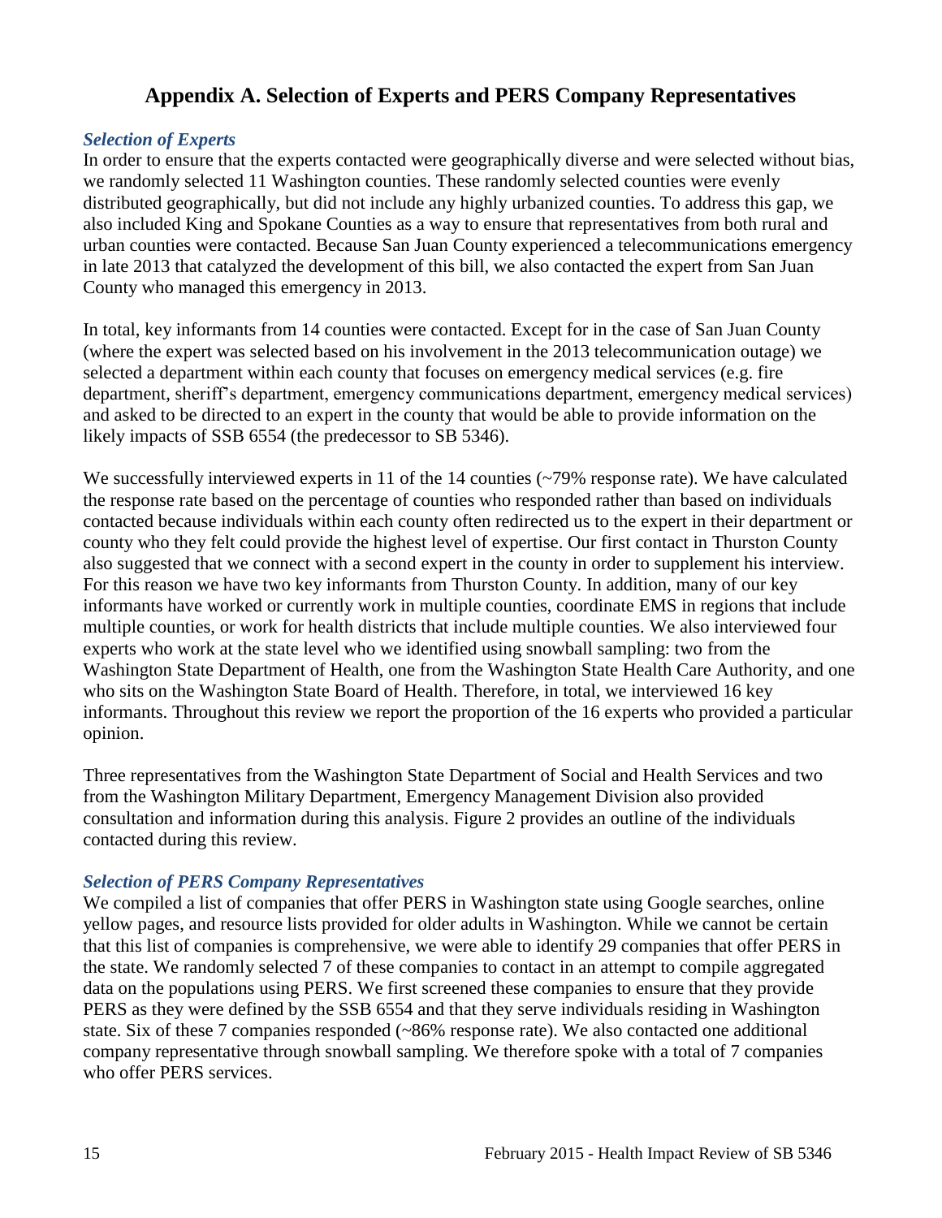## Appendix A. Selection of Experts and PERS Company Representatives

### *Selection of Experts*

In order to ensure that the experts contacted were geographically diverse and were selected without bias, we randomly selected 11 Washington counties. These randomly selected counties were evenly distributed geographically, but did not include any highly urbanized counties. To address this gap, we also included King and Spokane Counties as a way to ensure that representatives from both rural and urban counties were contacted. Because San Juan County experienced a telecommunications emergency in late 2013 that catalyzed the development of this bill, we also contacted the expert from San Juan County who managed this emergency in 2013.

In total, key informants from 14 counties were contacted. Except for in the case of San Juan County (where the expert was selected based on his involvement in the 2013 telecommunication outage) we selected a department within each county that focuses on emergency medical services (e.g. fire department, sheriff's department, emergency communications department, emergency medical services) and asked to be directed to an expert in the county that would be able to provide information on the likely impacts of SSB 6554 (the predecessor to SB 5346).

We successfully interviewed experts in 11 of the 14 counties (~79% response rate). We have calculated the response rate based on the percentage of counties who responded rather than based on individuals contacted because individuals within each county often redirected us to the expert in their department or county who they felt could provide the highest level of expertise. Our first contact in Thurston County also suggested that we connect with a second expert in the county in order to supplement his interview. For this reason we have two key informants from Thurston County. In addition, many of our key informants have worked or currently work in multiple counties, coordinate EMS in regions that include multiple counties, or work for health districts that include multiple counties. We also interviewed four experts who work at the state level who we identified using snowball sampling: two from the Washington State Department of Health, one from the Washington State Health Care Authority, and one who sits on the Washington State Board of Health. Therefore, in total, we interviewed 16 key informants. Throughout this review we report the proportion of the 16 experts who provided a particular opinion.

Three representatives from the Washington State Department of Social and Health Services and two from the Washington Military Department, Emergency Management Division also provided consultation and information during this analysis. Figure 2 provides an outline of the individuals contacted during this review.

### *Selection of PERS Company Representatives*

We compiled a list of companies that offer PERS in Washington state using Google searches, online yellow pages, and resource lists provided for older adults in Washington. While we cannot be certain that this list of companies is comprehensive, we were able to identify 29 companies that offer PERS in the state. We randomly selected 7 of these companies to contact in an attempt to compile aggregated data on the populations using PERS. We first screened these companies to ensure that they provide PERS as they were defined by the SSB 6554 and that they serve individuals residing in Washington state. Six of these 7 companies responded (~86% response rate). We also contacted one additional company representative through snowball sampling. We therefore spoke with a total of 7 companies who offer PERS services.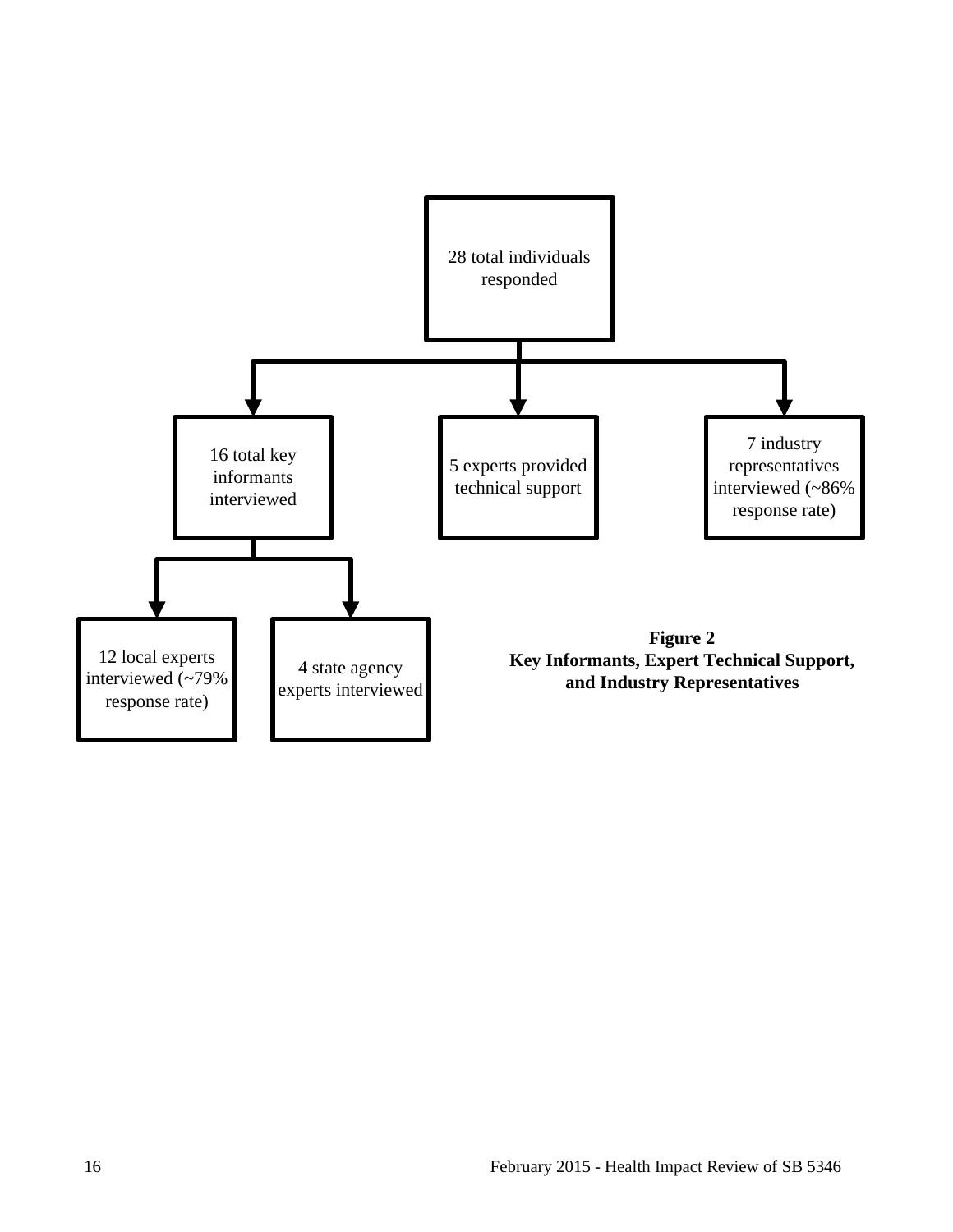28 total individuals responded

16 total key informants interviewed

5 experts provided technical support

7 industry representatives interviewed (~86% response rate)

12 local experts interviewed (~79% response rate)

4 state agency experts interviewed

**Figure 2**
**Key Informants, Expert Technical Support, and Industry Representatives**